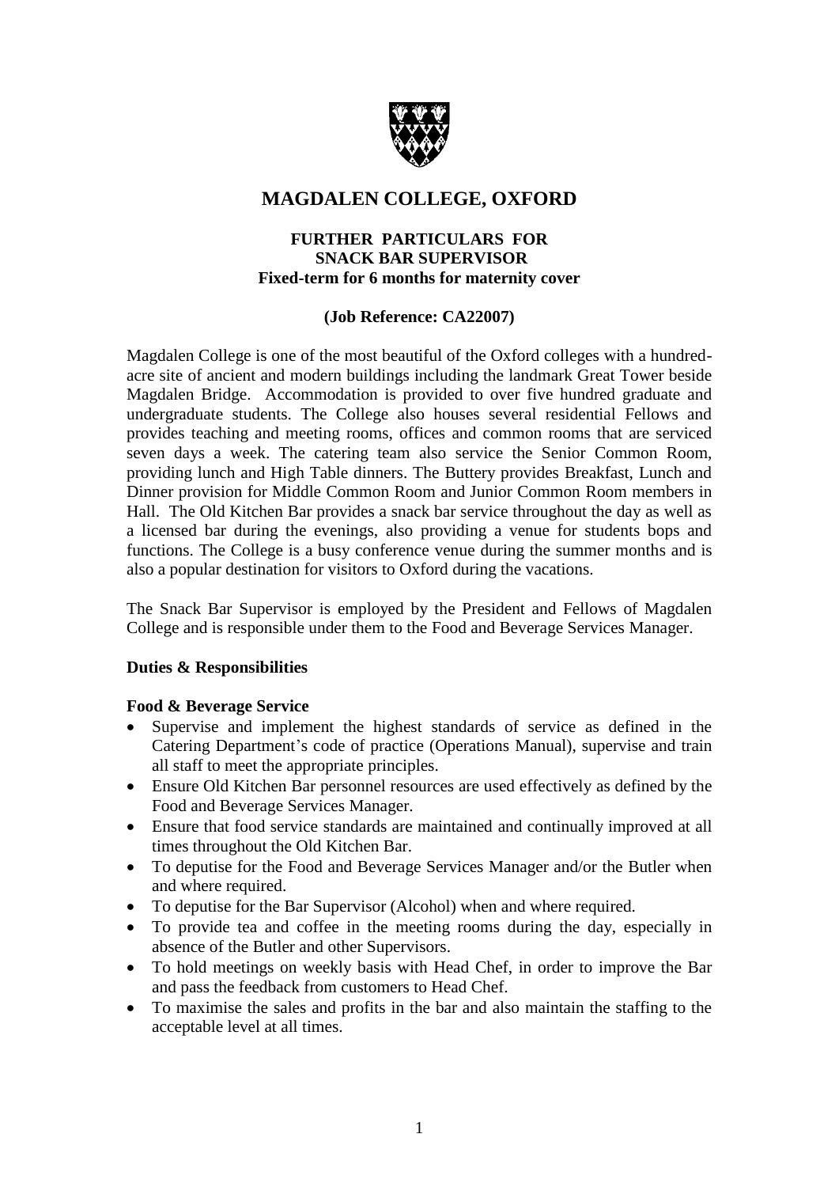# MAGDALEN COLLEGE, OXFORD

## FURTHER PARTICULARS FOR SNACK BAR SUPERVISOR
### Fixed-term for 6 months for maternity cover

**(Job Reference: CA22007)**

Magdalen College is one of the most beautiful of the Oxford colleges with a hundred-acre site of ancient and modern buildings including the landmark Great Tower beside Magdalen Bridge. Accommodation is provided to over five hundred graduate and undergraduate students. The College also houses several residential Fellows and provides teaching and meeting rooms, offices and common rooms that are serviced seven days a week. The catering team also service the Senior Common Room, providing lunch and High Table dinners. The Buttery provides Breakfast, Lunch and Dinner provision for Middle Common Room and Junior Common Room members in Hall. The Old Kitchen Bar provides a snack bar service throughout the day as well as a licensed bar during the evenings, also providing a venue for students bops and functions. The College is a busy conference venue during the summer months and is also a popular destination for visitors to Oxford during the vacations.

The Snack Bar Supervisor is employed by the President and Fellows of Magdalen College and is responsible under them to the Food and Beverage Services Manager.

**Duties & Responsibilities**

**Food & Beverage Service**

- Supervise and implement the highest standards of service as defined in the Catering Department's code of practice (Operations Manual), supervise and train all staff to meet the appropriate principles.
- Ensure Old Kitchen Bar personnel resources are used effectively as defined by the Food and Beverage Services Manager.
- Ensure that food service standards are maintained and continually improved at all times throughout the Old Kitchen Bar.
- To deputise for the Food and Beverage Services Manager and/or the Butler when and where required.
- To deputise for the Bar Supervisor (Alcohol) when and where required.
- To provide tea and coffee in the meeting rooms during the day, especially in absence of the Butler and other Supervisors.
- To hold meetings on weekly basis with Head Chef, in order to improve the Bar and pass the feedback from customers to Head Chef.
- To maximise the sales and profits in the bar and also maintain the staffing to the acceptable level at all times.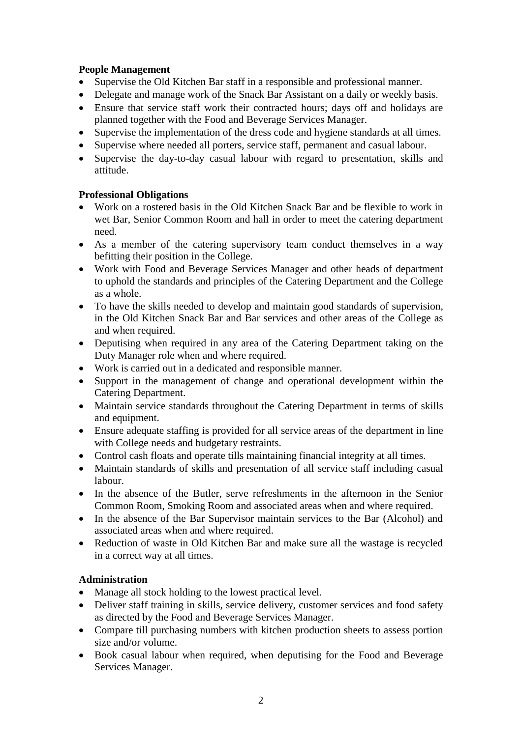**People Management**

- Supervise the Old Kitchen Bar staff in a responsible and professional manner.
- Delegate and manage work of the Snack Bar Assistant on a daily or weekly basis.
- Ensure that service staff work their contracted hours; days off and holidays are planned together with the Food and Beverage Services Manager.
- Supervise the implementation of the dress code and hygiene standards at all times.
- Supervise where needed all porters, service staff, permanent and casual labour.
- Supervise the day-to-day casual labour with regard to presentation, skills and attitude.

**Professional Obligations**

- Work on a rostered basis in the Old Kitchen Snack Bar and be flexible to work in wet Bar, Senior Common Room and hall in order to meet the catering department need.
- As a member of the catering supervisory team conduct themselves in a way befitting their position in the College.
- Work with Food and Beverage Services Manager and other heads of department to uphold the standards and principles of the Catering Department and the College as a whole.
- To have the skills needed to develop and maintain good standards of supervision, in the Old Kitchen Snack Bar and Bar services and other areas of the College as and when required.
- Deputising when required in any area of the Catering Department taking on the Duty Manager role when and where required.
- Work is carried out in a dedicated and responsible manner.
- Support in the management of change and operational development within the Catering Department.
- Maintain service standards throughout the Catering Department in terms of skills and equipment.
- Ensure adequate staffing is provided for all service areas of the department in line with College needs and budgetary restraints.
- Control cash floats and operate tills maintaining financial integrity at all times.
- Maintain standards of skills and presentation of all service staff including casual labour.
- In the absence of the Butler, serve refreshments in the afternoon in the Senior Common Room, Smoking Room and associated areas when and where required.
- In the absence of the Bar Supervisor maintain services to the Bar (Alcohol) and associated areas when and where required.
- Reduction of waste in Old Kitchen Bar and make sure all the wastage is recycled in a correct way at all times.

**Administration**

- Manage all stock holding to the lowest practical level.
- Deliver staff training in skills, service delivery, customer services and food safety as directed by the Food and Beverage Services Manager.
- Compare till purchasing numbers with kitchen production sheets to assess portion size and/or volume.
- Book casual labour when required, when deputising for the Food and Beverage Services Manager.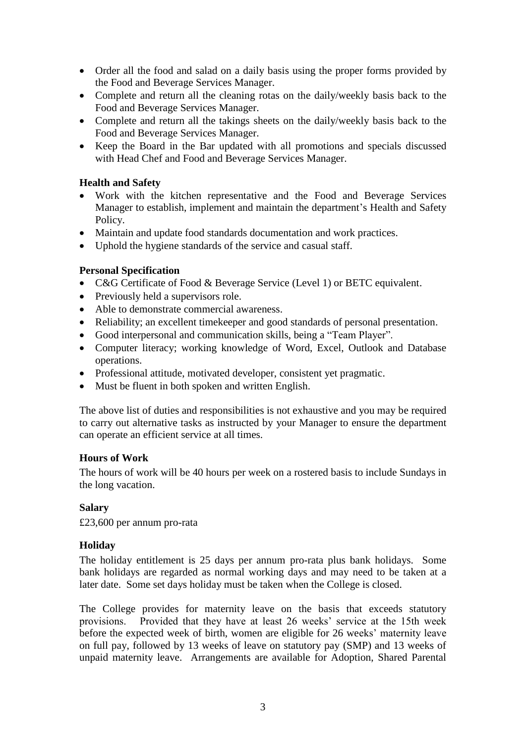- Order all the food and salad on a daily basis using the proper forms provided by the Food and Beverage Services Manager.
- Complete and return all the cleaning rotas on the daily/weekly basis back to the Food and Beverage Services Manager.
- Complete and return all the takings sheets on the daily/weekly basis back to the Food and Beverage Services Manager.
- Keep the Board in the Bar updated with all promotions and specials discussed with Head Chef and Food and Beverage Services Manager.

**Health and Safety**

- Work with the kitchen representative and the Food and Beverage Services Manager to establish, implement and maintain the department's Health and Safety Policy.
- Maintain and update food standards documentation and work practices.
- Uphold the hygiene standards of the service and casual staff.

**Personal Specification**

- C&G Certificate of Food & Beverage Service (Level 1) or BETC equivalent.
- Previously held a supervisors role.
- Able to demonstrate commercial awareness.
- Reliability; an excellent timekeeper and good standards of personal presentation.
- Good interpersonal and communication skills, being a "Team Player".
- Computer literacy; working knowledge of Word, Excel, Outlook and Database operations.
- Professional attitude, motivated developer, consistent yet pragmatic.
- Must be fluent in both spoken and written English.

The above list of duties and responsibilities is not exhaustive and you may be required to carry out alternative tasks as instructed by your Manager to ensure the department can operate an efficient service at all times.

**Hours of Work**

The hours of work will be 40 hours per week on a rostered basis to include Sundays in the long vacation.

**Salary**

£23,600 per annum pro-rata

**Holiday**

The holiday entitlement is 25 days per annum pro-rata plus bank holidays. Some bank holidays are regarded as normal working days and may need to be taken at a later date. Some set days holiday must be taken when the College is closed.

The College provides for maternity leave on the basis that exceeds statutory provisions. Provided that they have at least 26 weeks' service at the 15th week before the expected week of birth, women are eligible for 26 weeks' maternity leave on full pay, followed by 13 weeks of leave on statutory pay (SMP) and 13 weeks of unpaid maternity leave. Arrangements are available for Adoption, Shared Parental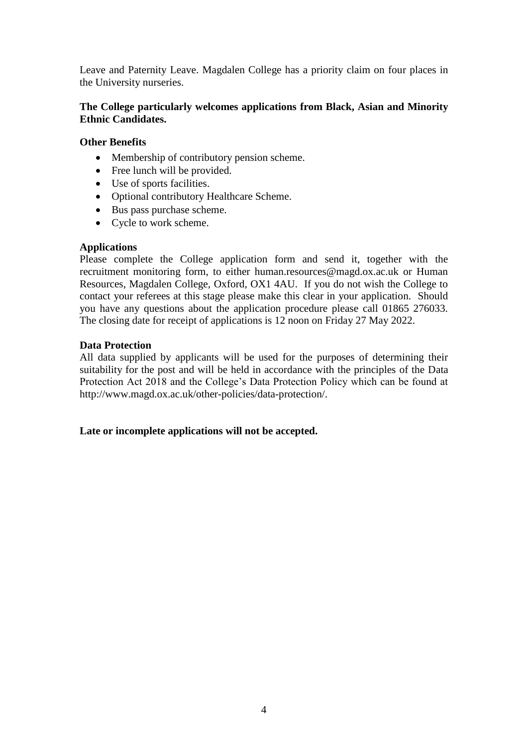Leave and Paternity Leave. Magdalen College has a priority claim on four places in the University nurseries.

**The College particularly welcomes applications from Black, Asian and Minority Ethnic Candidates.**

**Other Benefits**

- Membership of contributory pension scheme.
- Free lunch will be provided.
- Use of sports facilities.
- Optional contributory Healthcare Scheme.
- Bus pass purchase scheme.
- Cycle to work scheme.

**Applications**

Please complete the College application form and send it, together with the recruitment monitoring form, to either human.resources@magd.ox.ac.uk or Human Resources, Magdalen College, Oxford, OX1 4AU. If you do not wish the College to contact your referees at this stage please make this clear in your application. Should you have any questions about the application procedure please call 01865 276033. The closing date for receipt of applications is 12 noon on Friday 27 May 2022.

**Data Protection**

All data supplied by applicants will be used for the purposes of determining their suitability for the post and will be held in accordance with the principles of the Data Protection Act 2018 and the College's Data Protection Policy which can be found at http://www.magd.ox.ac.uk/other-policies/data-protection/.

**Late or incomplete applications will not be accepted.**